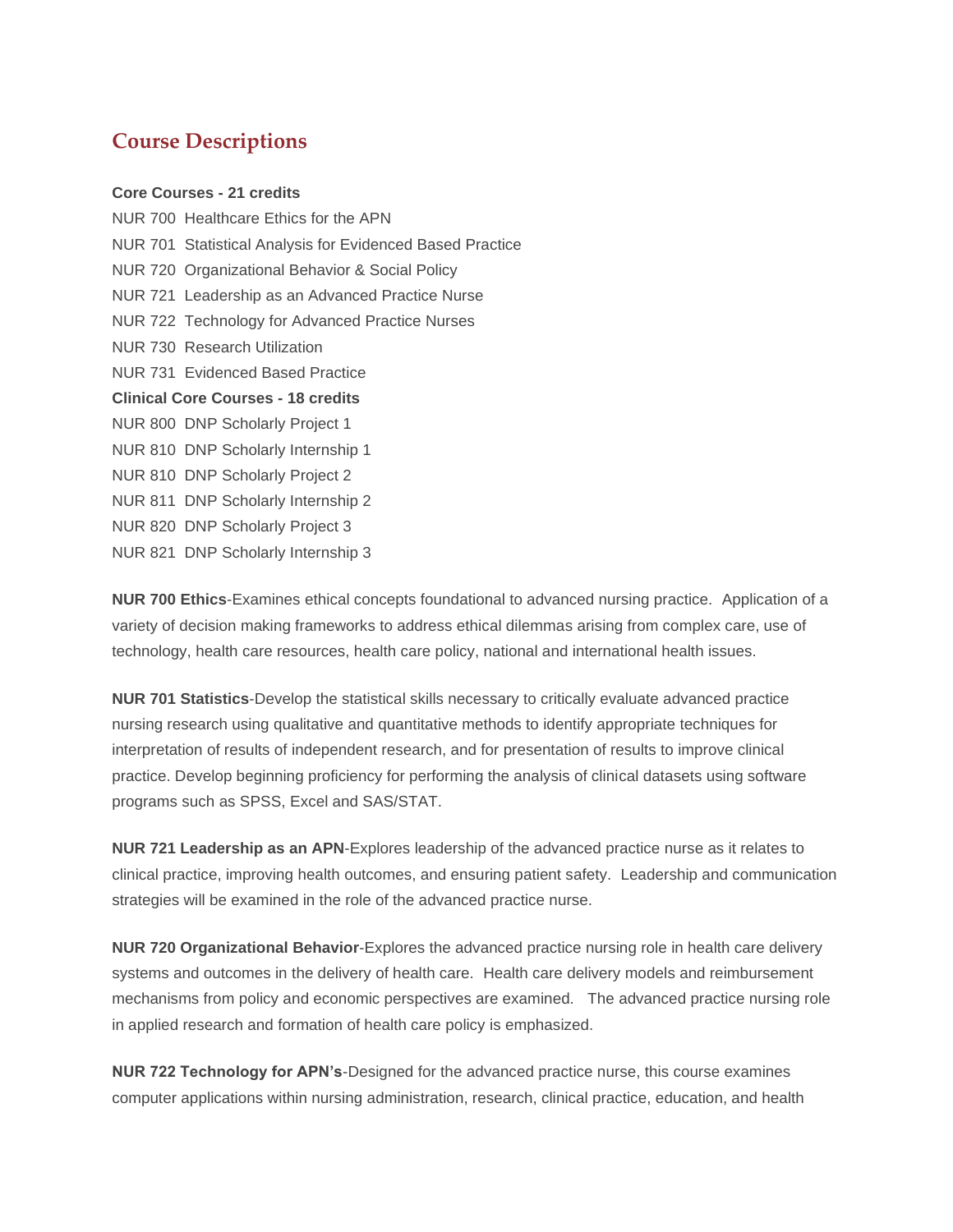## Course Descriptions

**Core Courses - 21 credits**

NUR 700 Healthcare Ethics for the APN
NUR 701 Statistical Analysis for Evidenced Based Practice
NUR 720 Organizational Behavior & Social Policy
NUR 721 Leadership as an Advanced Practice Nurse
NUR 722 Technology for Advanced Practice Nurses
NUR 730 Research Utilization
NUR 731 Evidenced Based Practice

**Clinical Core Courses - 18 credits**

NUR 800 DNP Scholarly Project 1
NUR 810 DNP Scholarly Internship 1
NUR 810 DNP Scholarly Project 2
NUR 811 DNP Scholarly Internship 2
NUR 820 DNP Scholarly Project 3
NUR 821 DNP Scholarly Internship 3

**NUR 700 Ethics**-Examines ethical concepts foundational to advanced nursing practice. Application of a variety of decision making frameworks to address ethical dilemmas arising from complex care, use of technology, health care resources, health care policy, national and international health issues.

**NUR 701 Statistics**-Develop the statistical skills necessary to critically evaluate advanced practice nursing research using qualitative and quantitative methods to identify appropriate techniques for interpretation of results of independent research, and for presentation of results to improve clinical practice. Develop beginning proficiency for performing the analysis of clinical datasets using software programs such as SPSS, Excel and SAS/STAT.

**NUR 721 Leadership as an APN**-Explores leadership of the advanced practice nurse as it relates to clinical practice, improving health outcomes, and ensuring patient safety. Leadership and communication strategies will be examined in the role of the advanced practice nurse.

**NUR 720 Organizational Behavior**-Explores the advanced practice nursing role in health care delivery systems and outcomes in the delivery of health care. Health care delivery models and reimbursement mechanisms from policy and economic perspectives are examined. The advanced practice nursing role in applied research and formation of health care policy is emphasized.

**NUR 722 Technology for APN's**-Designed for the advanced practice nurse, this course examines computer applications within nursing administration, research, clinical practice, education, and health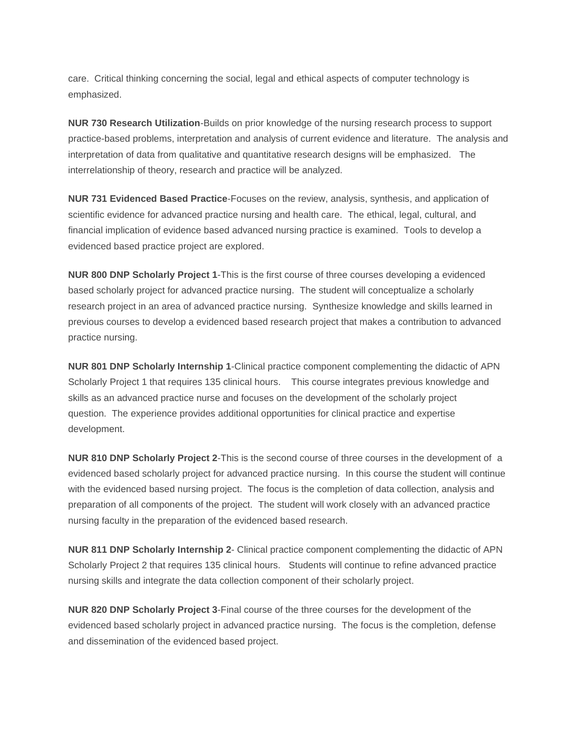care. Critical thinking concerning the social, legal and ethical aspects of computer technology is emphasized.

**NUR 730 Research Utilization**-Builds on prior knowledge of the nursing research process to support practice-based problems, interpretation and analysis of current evidence and literature. The analysis and interpretation of data from qualitative and quantitative research designs will be emphasized. The interrelationship of theory, research and practice will be analyzed.

**NUR 731 Evidenced Based Practice**-Focuses on the review, analysis, synthesis, and application of scientific evidence for advanced practice nursing and health care. The ethical, legal, cultural, and financial implication of evidence based advanced nursing practice is examined. Tools to develop a evidenced based practice project are explored.

**NUR 800 DNP Scholarly Project 1**-This is the first course of three courses developing a evidenced based scholarly project for advanced practice nursing. The student will conceptualize a scholarly research project in an area of advanced practice nursing. Synthesize knowledge and skills learned in previous courses to develop a evidenced based research project that makes a contribution to advanced practice nursing.

**NUR 801 DNP Scholarly Internship 1**-Clinical practice component complementing the didactic of APN Scholarly Project 1 that requires 135 clinical hours. This course integrates previous knowledge and skills as an advanced practice nurse and focuses on the development of the scholarly project question. The experience provides additional opportunities for clinical practice and expertise development.

**NUR 810 DNP Scholarly Project 2**-This is the second course of three courses in the development of a evidenced based scholarly project for advanced practice nursing. In this course the student will continue with the evidenced based nursing project. The focus is the completion of data collection, analysis and preparation of all components of the project. The student will work closely with an advanced practice nursing faculty in the preparation of the evidenced based research.

**NUR 811 DNP Scholarly Internship 2**- Clinical practice component complementing the didactic of APN Scholarly Project 2 that requires 135 clinical hours. Students will continue to refine advanced practice nursing skills and integrate the data collection component of their scholarly project.

**NUR 820 DNP Scholarly Project 3**-Final course of the three courses for the development of the evidenced based scholarly project in advanced practice nursing. The focus is the completion, defense and dissemination of the evidenced based project.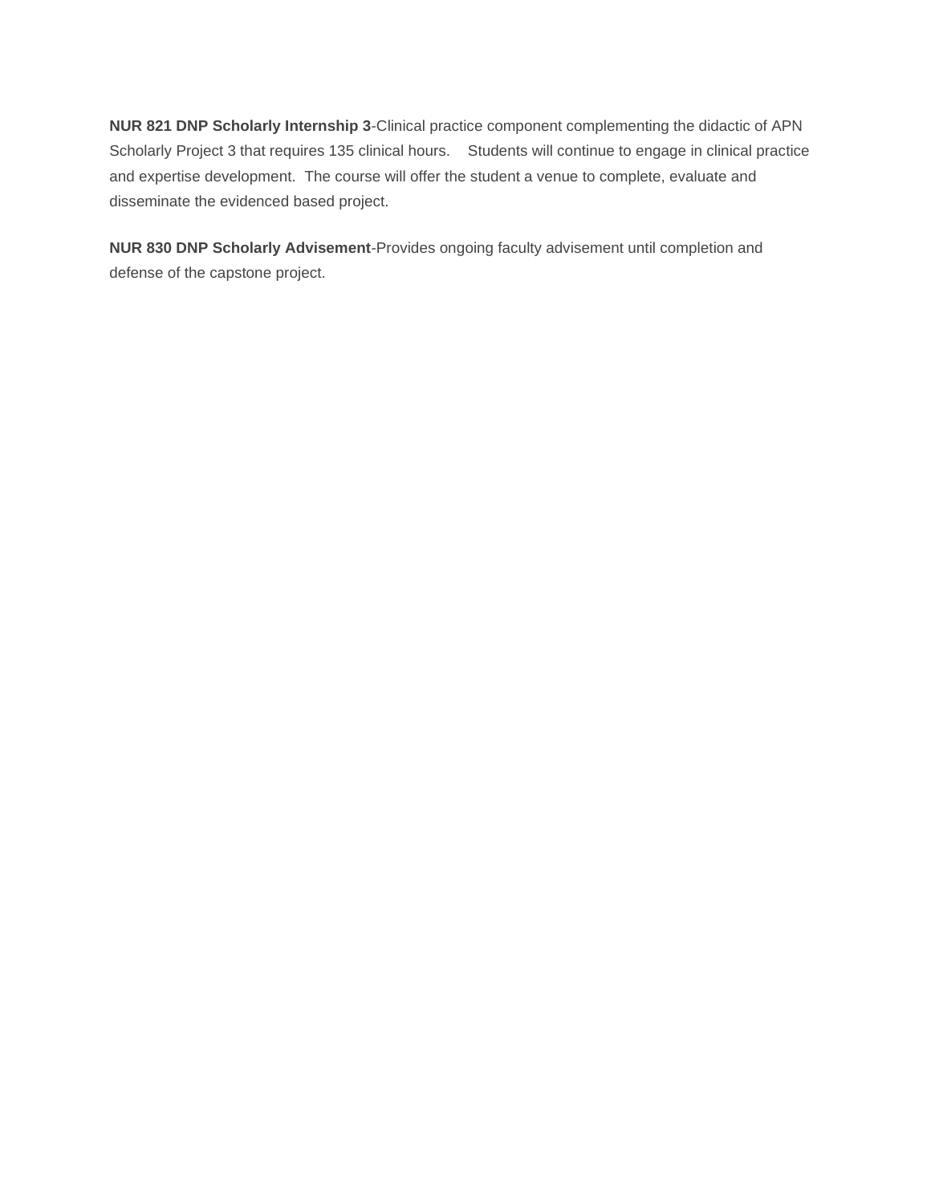**NUR 821 DNP Scholarly Internship 3**-Clinical practice component complementing the didactic of APN Scholarly Project 3 that requires 135 clinical hours. Students will continue to engage in clinical practice and expertise development. The course will offer the student a venue to complete, evaluate and disseminate the evidenced based project.

**NUR 830 DNP Scholarly Advisement**-Provides ongoing faculty advisement until completion and defense of the capstone project.